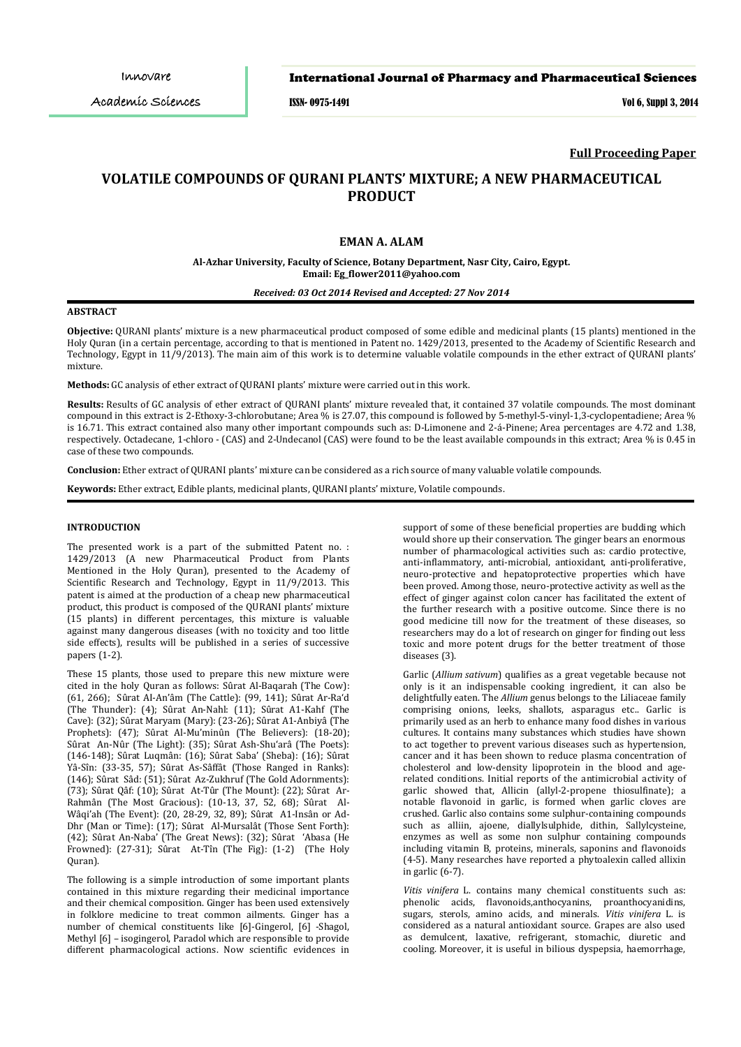**Full Proceeding Paper**

# VOLATILE COMPOUNDS OF QURANI PLANTS' MIXTURE; A NEW PHARMACEUTICAL PRODUCT

**EMAN A. ALAM**

**Al-Azhar University, Faculty of Science, Botany Department, Nasr City, Cairo, Egypt.**
**Email: Eg_flower2011@yahoo.com**

***Received: 03 Oct 2014 Revised and Accepted: 27 Nov 2014***

## ABSTRACT

**Objective:** QURANI plants' mixture is a new pharmaceutical product composed of some edible and medicinal plants (15 plants) mentioned in the Holy Quran (in a certain percentage, according to that is mentioned in Patent no. 1429/2013, presented to the Academy of Scientific Research and Technology, Egypt in 11/9/2013). The main aim of this work is to determine valuable volatile compounds in the ether extract of QURANI plants' mixture.

**Methods:** GC analysis of ether extract of QURANI plants' mixture were carried out in this work.

**Results:** Results of GC analysis of ether extract of QURANI plants' mixture revealed that, it contained 37 volatile compounds. The most dominant compound in this extract is 2-Ethoxy-3-chlorobutane; Area % is 27.07, this compound is followed by 5-methyl-5-vinyl-1,3-cyclopentadiene; Area % is 16.71. This extract contained also many other important compounds such as: D-Limonene and 2-á-Pinene; Area percentages are 4.72 and 1.38, respectively. Octadecane, 1-chloro - (CAS) and 2-Undecanol (CAS) were found to be the least available compounds in this extract; Area % is 0.45 in case of these two compounds.

**Conclusion:** Ether extract of QURANI plants' mixture can be considered as a rich source of many valuable volatile compounds.

**Keywords:** Ether extract, Edible plants, medicinal plants, QURANI plants' mixture, Volatile compounds.

## INTRODUCTION

The presented work is a part of the submitted Patent no. : 1429/2013 (A new Pharmaceutical Product from Plants Mentioned in the Holy Quran), presented to the Academy of Scientific Research and Technology, Egypt in 11/9/2013. This patent is aimed at the production of a cheap new pharmaceutical product, this product is composed of the QURANI plants' mixture (15 plants) in different percentages, this mixture is valuable against many dangerous diseases (with no toxicity and too little side effects), results will be published in a series of successive papers (1-2).

These 15 plants, those used to prepare this new mixture were cited in the holy Quran as follows: Sûrat Al-Baqarah (The Cow): (61, 266); Sûrat Al-An'âm (The Cattle): (99, 141); Sûrat Ar-Ra'd (The Thunder): (4); Sûrat An-Nahl: (11); Sûrat A1-Kahf (The Cave): (32); Sûrat Maryam (Mary): (23-26); Sûrat A1-Anbiyâ (The Prophets): (47); Sûrat Al-Mu'minûn (The Believers): (18-20); Sûrat An-Nûr (The Light): (35); Sûrat Ash-Shu'arâ (The Poets): (146-148); Sûrat Luqmân: (16); Sûrat Saba' (Sheba): (16); Sûrat Yâ-Sîn: (33-35, 57); Sûrat As-Sâffât (Those Ranged in Ranks): (146); Sûrat Sâd: (51); Sûrat Az-Zukhruf (The Gold Adornments): (73); Sûrat Qâf: (10); Sûrat At-Tûr (The Mount): (22); Sûrat Ar-Rahmân (The Most Gracious): (10-13, 37, 52, 68); Sûrat Al-Wâqi'ah (The Event): (20, 28-29, 32, 89); Sûrat A1-Insân or Ad-Dhr (Man or Time): (17); Sûrat Al-Mursalât (Those Sent Forth): (42); Sûrat An-Naba' (The Great News): (32); Sûrat 'Abasa (He Frowned): (27-31); Sûrat At-Tîn (The Fig): (1-2) (The Holy Quran).

The following is a simple introduction of some important plants contained in this mixture regarding their medicinal importance and their chemical composition. Ginger has been used extensively in folklore medicine to treat common ailments. Ginger has a number of chemical constituents like [6]-Gingerol, [6] -Shagol, Methyl [6] – isogingerol, Paradol which are responsible to provide different pharmacological actions. Now scientific evidences in support of some of these beneficial properties are budding which would shore up their conservation. The ginger bears an enormous number of pharmacological activities such as: cardio protective, anti-inflammatory, anti-microbial, antioxidant, anti-proliferative, neuro-protective and hepatoprotective properties which have been proved. Among those, neuro-protective activity as well as the effect of ginger against colon cancer has facilitated the extent of the further research with a positive outcome. Since there is no good medicine till now for the treatment of these diseases, so researchers may do a lot of research on ginger for finding out less toxic and more potent drugs for the better treatment of those diseases (3).

Garlic (*Allium sativum*) qualifies as a great vegetable because not only is it an indispensable cooking ingredient, it can also be delightfully eaten. The *Allium* genus belongs to the Liliaceae family comprising onions, leeks, shallots, asparagus etc.. Garlic is primarily used as an herb to enhance many food dishes in various cultures. It contains many substances which studies have shown to act together to prevent various diseases such as hypertension, cancer and it has been shown to reduce plasma concentration of cholesterol and low-density lipoprotein in the blood and age-related conditions. Initial reports of the antimicrobial activity of garlic showed that, Allicin (allyl-2-propene thiosulfinate); a notable flavonoid in garlic, is formed when garlic cloves are crushed. Garlic also contains some sulphur-containing compounds such as alliin, ajoene, diallylsulphide, dithin, Sallylcysteine, enzymes as well as some non sulphur containing compounds including vitamin B, proteins, minerals, saponins and flavonoids (4-5). Many researches have reported a phytoalexin called allixin in garlic (6-7).

*Vitis vinifera* L. contains many chemical constituents such as: phenolic acids, flavonoids,anthocyanins, proanthocyanidins, sugars, sterols, amino acids, and minerals. *Vitis vinifera* L. is considered as a natural antioxidant source. Grapes are also used as demulcent, laxative, refrigerant, stomachic, diuretic and cooling. Moreover, it is useful in bilious dyspepsia, haemorrhage,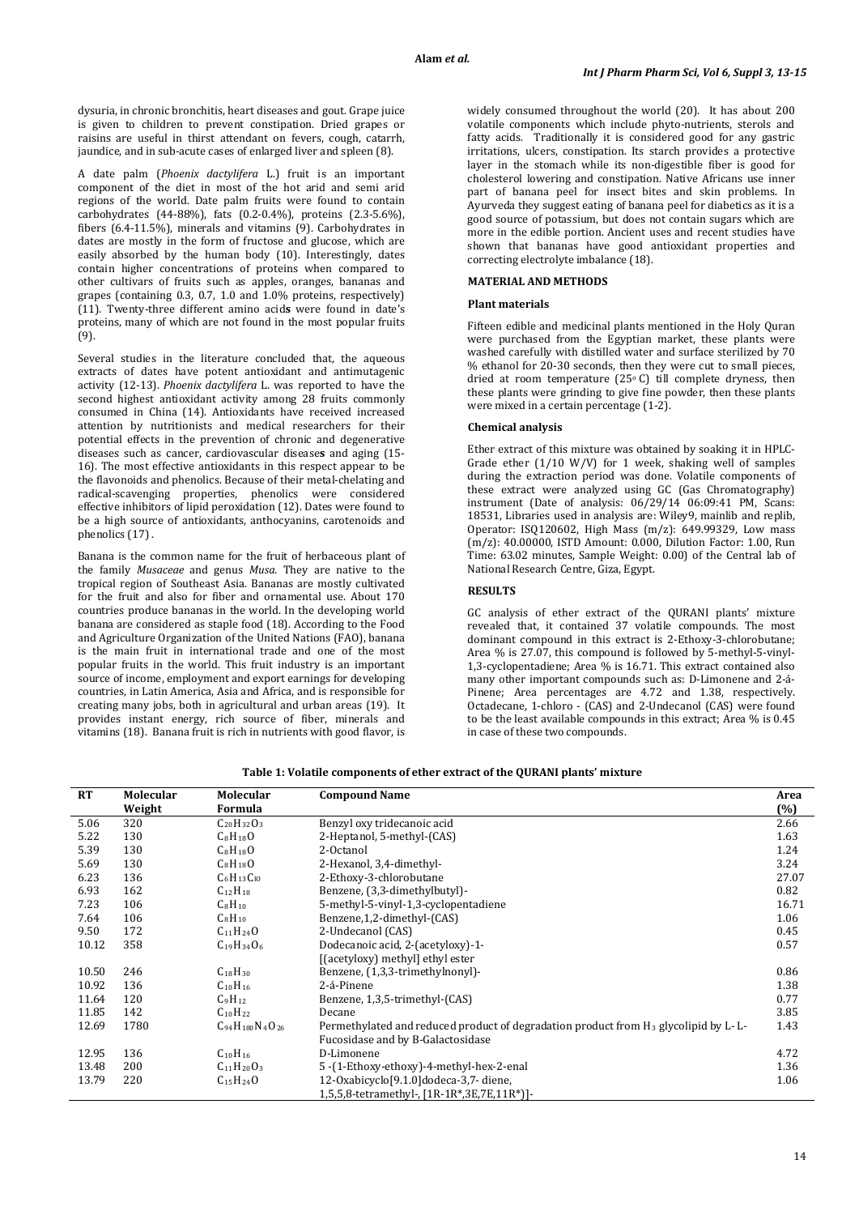dysuria, in chronic bronchitis, heart diseases and gout. Grape juice is given to children to prevent constipation. Dried grapes or raisins are useful in thirst attendant on fevers, cough, catarrh, jaundice, and in sub-acute cases of enlarged liver and spleen (8).

A date palm (*Phoenix dactylifera* L.) fruit is an important component of the diet in most of the hot arid and semi arid regions of the world. Date palm fruits were found to contain carbohydrates (44-88%), fats (0.2-0.4%), proteins (2.3-5.6%), fibers (6.4-11.5%), minerals and vitamins (9). Carbohydrates in dates are mostly in the form of fructose and glucose, which are easily absorbed by the human body (10). Interestingly, dates contain higher concentrations of proteins when compared to other cultivars of fruits such as apples, oranges, bananas and grapes (containing 0.3, 0.7, 1.0 and 1.0% proteins, respectively) (11). Twenty-three different amino acid**s** were found in date's proteins, many of which are not found in the most popular fruits (9).

Several studies in the literature concluded that, the aqueous extracts of dates have potent antioxidant and antimutagenic activity (12-13). *Phoenix dactylifera* L. was reported to have the second highest antioxidant activity among 28 fruits commonly consumed in China (14). Antioxidants have received increased attention by nutritionists and medical researchers for their potential effects in the prevention of chronic and degenerative diseases such as cancer, cardiovascular disease**s** and aging (15-16). The most effective antioxidants in this respect appear to be the flavonoids and phenolics. Because of their metal-chelating and radical-scavenging properties, phenolics were considered effective inhibitors of lipid peroxidation (12). Dates were found to be a high source of antioxidants, anthocyanins, carotenoids and phenolics (17) .

Banana is the common name for the fruit of herbaceous plant of the family *Musaceae* and genus *Musa*. They are native to the tropical region of Southeast Asia. Bananas are mostly cultivated for the fruit and also for fiber and ornamental use. About 170 countries produce bananas in the world. In the developing world banana are considered as staple food (18). According to the Food and Agriculture Organization of the United Nations (FAO), banana is the main fruit in international trade and one of the most popular fruits in the world. This fruit industry is an important source of income, employment and export earnings for developing countries, in Latin America, Asia and Africa, and is responsible for creating many jobs, both in agricultural and urban areas (19). It provides instant energy, rich source of fiber, minerals and vitamins (18). Banana fruit is rich in nutrients with good flavor, is widely consumed throughout the world (20). It has about 200 volatile components which include phyto-nutrients, sterols and fatty acids. Traditionally it is considered good for any gastric irritations, ulcers, constipation. Its starch provides a protective layer in the stomach while its non-digestible fiber is good for cholesterol lowering and constipation. Native Africans use inner part of banana peel for insect bites and skin problems. In Ayurveda they suggest eating of banana peel for diabetics as it is a good source of potassium, but does not contain sugars which are more in the edible portion. Ancient uses and recent studies have shown that bananas have good antioxidant properties and correcting electrolyte imbalance (18).

## MATERIAL AND METHODS

### Plant materials

Fifteen edible and medicinal plants mentioned in the Holy Quran were purchased from the Egyptian market, these plants were washed carefully with distilled water and surface sterilized by 70 % ethanol for 20-30 seconds, then they were cut to small pieces, dried at room temperature (25$^{o}$ C) till complete dryness, then these plants were grinding to give fine powder, then these plants were mixed in a certain percentage (1-2).

### Chemical analysis

Ether extract of this mixture was obtained by soaking it in HPLC-Grade ether (1/10 W/V) for 1 week, shaking well of samples during the extraction period was done. Volatile components of these extract were analyzed using GC (Gas Chromatography) instrument (Date of analysis: 06/29/14 06:09:41 PM, Scans: 18531, Libraries used in analysis are: Wiley9, mainlib and replib, Operator: ISQ120602, High Mass (m/z): 649.99329, Low mass (m/z): 40.00000, ISTD Amount: 0.000, Dilution Factor: 1.00, Run Time: 63.02 minutes, Sample Weight: 0.00) of the Central lab of National Research Centre, Giza, Egypt.

## RESULTS

GC analysis of ether extract of the QURANI plants' mixture revealed that, it contained 37 volatile compounds. The most dominant compound in this extract is 2-Ethoxy-3-chlorobutane; Area % is 27.07, this compound is followed by 5-methyl-5-vinyl-1,3-cyclopentadiene; Area % is 16.71. This extract contained also many other important compounds such as: D-Limonene and 2-á-Pinene; Area percentages are 4.72 and 1.38, respectively. Octadecane, 1-chloro - (CAS) and 2-Undecanol (CAS) were found to be the least available compounds in this extract; Area % is 0.45 in case of these two compounds.

**Table 1: Volatile components of ether extract of the QURANI plants' mixture**

| RT | Molecular Weight | Molecular Formula | Compound Name | Area (%) |
|---|---|---|---|---|
| 5.06 | 320 | $C_{20}H_{32}O_3$ | Benzyl oxy tridecanoic acid | 2.66 |
| 5.22 | 130 | $C_8H_{18}O$ | 2-Heptanol, 5-methyl-(CAS) | 1.63 |
| 5.39 | 130 | $C_8H_{18}O$ | 2-Octanol | 1.24 |
| 5.69 | 130 | $C_8H_{18}O$ | 2-Hexanol, 3,4-dimethyl- | 3.24 |
| 6.23 | 136 | $C_6H_{13}Cl_O$ | 2-Ethoxy-3-chlorobutane | 27.07 |
| 6.93 | 162 | $C_{12}H_{18}$ | Benzene, (3,3-dimethylbutyl)- | 0.82 |
| 7.23 | 106 | $C_8H_{10}$ | 5-methyl-5-vinyl-1,3-cyclopentadiene | 16.71 |
| 7.64 | 106 | $C_8H_{10}$ | Benzene,1,2-dimethyl-(CAS) | 1.06 |
| 9.50 | 172 | $C_{11}H_{24}O$ | 2-Undecanol (CAS) | 0.45 |
| 10.12 | 358 | $C_{19}H_{34}O_6$ | Dodecanoic acid, 2-(acetyloxy)-1-[(acetyloxy) methyl] ethyl ester | 0.57 |
| 10.50 | 246 | $C_{18}H_{30}$ | Benzene, (1,3,3-trimethylnonyl)- | 0.86 |
| 10.92 | 136 | $C_{10}H_{16}$ | 2-á-Pinene | 1.38 |
| 11.64 | 120 | $C_9H_{12}$ | Benzene, 1,3,5-trimethyl-(CAS) | 0.77 |
| 11.85 | 142 | $C_{10}H_{22}$ | Decane | 3.85 |
| 12.69 | 1780 | $C_{94}H_{180}N_4O_{26}$ | Permethylated and reduced product of degradation product from $H_3$ glycolipid by L- L-Fucosidase and by B-Galactosidase | 1.43 |
| 12.95 | 136 | $C_{10}H_{16}$ | D-Limonene | 4.72 |
| 13.48 | 200 | $C_{11}H_{20}O_3$ | 5 -(1-Ethoxy-ethoxy)-4-methyl-hex-2-enal | 1.36 |
| 13.79 | 220 | $C_{15}H_{24}O$ | 12-Oxabicyclo[9.1.0]dodeca-3,7- diene, 1,5,5,8-tetramethyl-, [1R-1R*,3E,7E,11R*)]- | 1.06 |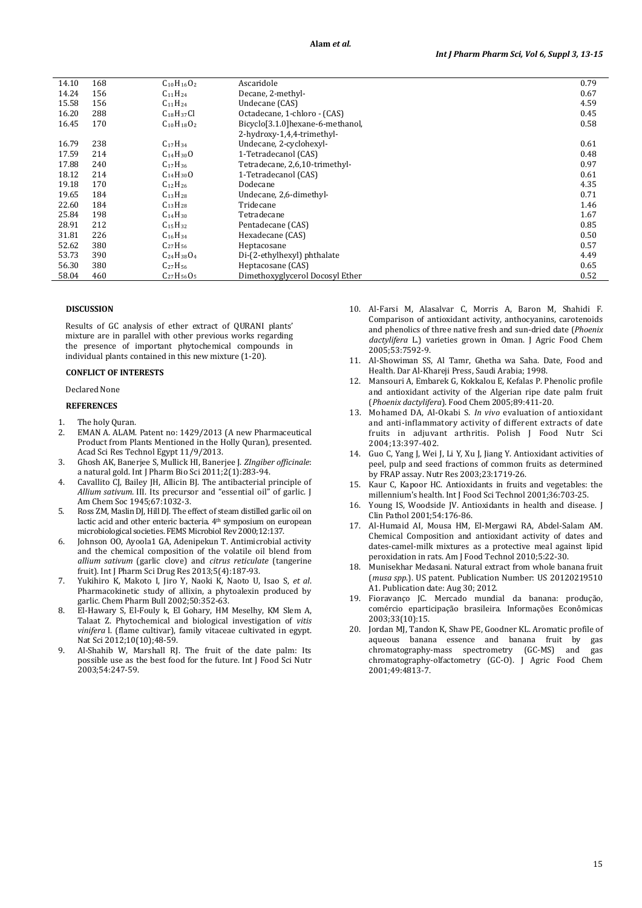| | | | | |
|---|---|---|---|---|
| 14.10 | 168 | $C_{10}H_{16}O_2$ | Ascaridole | 0.79 |
| 14.24 | 156 | $C_{11}H_{24}$ | Decane, 2-methyl- | 0.67 |
| 15.58 | 156 | $C_{11}H_{24}$ | Undecane (CAS) | 4.59 |
| 16.20 | 288 | $C_{18}H_{37}Cl$ | Octadecane, 1-chloro - (CAS) | 0.45 |
| 16.45 | 170 | $C_{10}H_{18}O_2$ | Bicyclo[3.1.0]hexane-6-methanol, 2-hydroxy-1,4,4-trimethyl- | 0.58 |
| 16.79 | 238 | $C_{17}H_{34}$ | Undecane, 2-cyclohexyl- | 0.61 |
| 17.59 | 214 | $C_{14}H_{30}O$ | 1-Tetradecanol (CAS) | 0.48 |
| 17.88 | 240 | $C_{17}H_{36}$ | Tetradecane, 2,6,10-trimethyl- | 0.97 |
| 18.12 | 214 | $C_{14}H_{30}O$ | 1-Tetradecanol (CAS) | 0.61 |
| 19.18 | 170 | $C_{12}H_{26}$ | Dodecane | 4.35 |
| 19.65 | 184 | $C_{13}H_{28}$ | Undecane, 2,6-dimethyl- | 0.71 |
| 22.60 | 184 | $C_{13}H_{28}$ | Tridecane | 1.46 |
| 25.84 | 198 | $C_{14}H_{30}$ | Tetradecane | 1.67 |
| 28.91 | 212 | $C_{15}H_{32}$ | Pentadecane (CAS) | 0.85 |
| 31.81 | 226 | $C_{16}H_{34}$ | Hexadecane (CAS) | 0.50 |
| 52.62 | 380 | $C_{27}H_{56}$ | Heptacosane | 0.57 |
| 53.73 | 390 | $C_{24}H_{38}O_4$ | Di-(2-ethylhexyl) phthalate | 4.49 |
| 56.30 | 380 | $C_{27}H_{56}$ | Heptacosane (CAS) | 0.65 |
| 58.04 | 460 | $C_{27}H_{56}O_5$ | Dimethoxyglycerol Docosyl Ether | 0.52 |

## DISCUSSION

Results of GC analysis of ether extract of QURANI plants' mixture are in parallel with other previous works regarding the presence of important phytochemical compounds in individual plants contained in this new mixture (1-20).

## CONFLICT OF INTERESTS

Declared None

## REFERENCES

1. The holy Quran.
2. EMAN A. ALAM. Patent no: 1429/2013 (A new Pharmaceutical Product from Plants Mentioned in the Holly Quran), presented. Acad Sci Res Technol Egypt 11/9/2013.
3. Ghosh AK, Banerjee S, Mullick HI, Banerjee J. *ZIngiber officinale*: a natural gold. Int J Pharm Bio Sci 2011;2(1):283-94.
4. Cavallito CJ, Bailey JH, Allicin BJ. The antibacterial principle of *Allium sativum*. III. Its precursor and "essential oil" of garlic. J Am Chem Soc 1945;67:1032-3.
5. Ross ZM, Maslin DJ, Hill DJ. The effect of steam distilled garlic oil on lactic acid and other enteric bacteria. 4th symposium on european microbiological societies. FEMS Microbiol Rev 2000;12:137.
6. Johnson OO, Ayoola1 GA, Adenipekun T. Antimicrobial activity and the chemical composition of the volatile oil blend from *allium sativum* (garlic clove) and *citrus reticulate* (tangerine fruit). Int J Pharm Sci Drug Res 2013;5(4):187-93.
7. Yukihiro K, Makoto I, Jiro Y, Naoki K, Naoto U, Isao S, *et al*. Pharmacokinetic study of allixin, a phytoalexin produced by garlic. Chem Pharm Bull 2002;50:352-63.
8. El-Hawary S, El-Fouly k, El Gohary, HM Meselhy, KM Slem A, Talaat Z. Phytochemical and biological investigation of *vitis vinifera* l. (flame cultivar), family vitaceae cultivated in egypt. Nat Sci 2012;10(10);48-59.
9. Al-Shahib W, Marshall RJ. The fruit of the date palm: Its possible use as the best food for the future. Int J Food Sci Nutr 2003;54:247-59.
10. Al-Farsi M, Alasalvar C, Morris A, Baron M, Shahidi F. Comparison of antioxidant activity, anthocyanins, carotenoids and phenolics of three native fresh and sun-dried date (*Phoenix dactylifera* L.) varieties grown in Oman. J Agric Food Chem 2005;53:7592-9.
11. Al-Showiman SS, Al Tamr, Ghetha wa Saha. Date, Food and Health. Dar Al-Khareji Press, Saudi Arabia; 1998.
12. Mansouri A, Embarek G, Kokkalou E, Kefalas P. Phenolic profile and antioxidant activity of the Algerian ripe date palm fruit (*Phoenix dactylifera*). Food Chem 2005;89:411-20.
13. Mohamed DA, Al-Okabi S. *In vivo* evaluation of antioxidant and anti-inflammatory activity of different extracts of date fruits in adjuvant arthritis. Polish J Food Nutr Sci 2004;13:397-402.
14. Guo C, Yang J, Wei J, Li Y, Xu J, Jiang Y. Antioxidant activities of peel, pulp and seed fractions of common fruits as determined by FRAP assay. Nutr Res 2003;23:1719-26.
15. Kaur C, Kapoor HC. Antioxidants in fruits and vegetables: the millennium's health. Int J Food Sci Technol 2001;36:703-25.
16. Young IS, Woodside JV. Antioxidants in health and disease. J Clin Pathol 2001;54:176-86.
17. Al-Humaid AI, Mousa HM, El-Mergawi RA, Abdel-Salam AM. Chemical Composition and antioxidant activity of dates and dates-camel-milk mixtures as a protective meal against lipid peroxidation in rats. Am J Food Technol 2010;5:22-30.
18. Munisekhar Medasani. Natural extract from whole banana fruit (*musa spp.*). US patent. Publication Number: US 20120219510 A1. Publication date: Aug 30; 2012.
19. Fioravanço JC. Mercado mundial da banana: produção, comércio eparticipação brasileira. Informações Econômicas 2003;33(10):15.
20. Jordan MJ, Tandon K, Shaw PE, Goodner KL. Aromatic profile of aqueous banana essence and banana fruit by gas chromatography-mass spectrometry (GC-MS) and gas chromatography-olfactometry (GC-O). J Agric Food Chem 2001;49:4813-7.